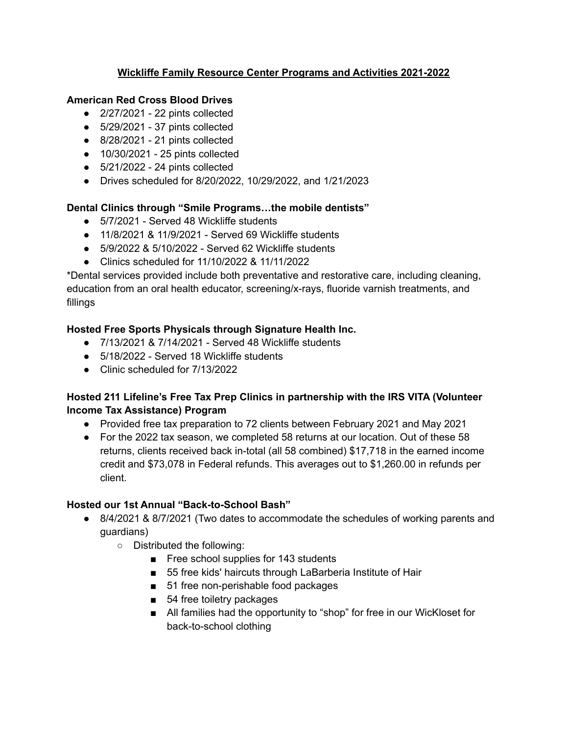# Wickliffe Family Resource Center Programs and Activities 2021-2022

**American Red Cross Blood Drives**

- 2/27/2021 - 22 pints collected
- 5/29/2021 - 37 pints collected
- 8/28/2021 - 21 pints collected
- 10/30/2021 - 25 pints collected
- 5/21/2022 - 24 pints collected
- Drives scheduled for 8/20/2022, 10/29/2022, and 1/21/2023

**Dental Clinics through "Smile Programs…the mobile dentists"**

- 5/7/2021 - Served 48 Wickliffe students
- 11/8/2021 & 11/9/2021 - Served 69 Wickliffe students
- 5/9/2022 & 5/10/2022 - Served 62 Wickliffe students
- Clinics scheduled for 11/10/2022 & 11/11/2022

*Dental services provided include both preventative and restorative care, including cleaning, education from an oral health educator, screening/x-rays, fluoride varnish treatments, and fillings

**Hosted Free Sports Physicals through Signature Health Inc.**

- 7/13/2021 & 7/14/2021 - Served 48 Wickliffe students
- 5/18/2022 - Served 18 Wickliffe students
- Clinic scheduled for 7/13/2022

**Hosted 211 Lifeline's Free Tax Prep Clinics in partnership with the IRS VITA (Volunteer Income Tax Assistance) Program**

- Provided free tax preparation to 72 clients between February 2021 and May 2021
- For the 2022 tax season, we completed 58 returns at our location. Out of these 58 returns, clients received back in-total (all 58 combined) $17,718 in the earned income credit and $73,078 in Federal refunds. This averages out to $1,260.00 in refunds per client.

**Hosted our 1st Annual "Back-to-School Bash"**

- 8/4/2021 & 8/7/2021 (Two dates to accommodate the schedules of working parents and guardians)
    - Distributed the following:
        - Free school supplies for 143 students
        - 55 free kids' haircuts through LaBarberia Institute of Hair
        - 51 free non-perishable food packages
        - 54 free toiletry packages
        - All families had the opportunity to "shop" for free in our WicKloset for back-to-school clothing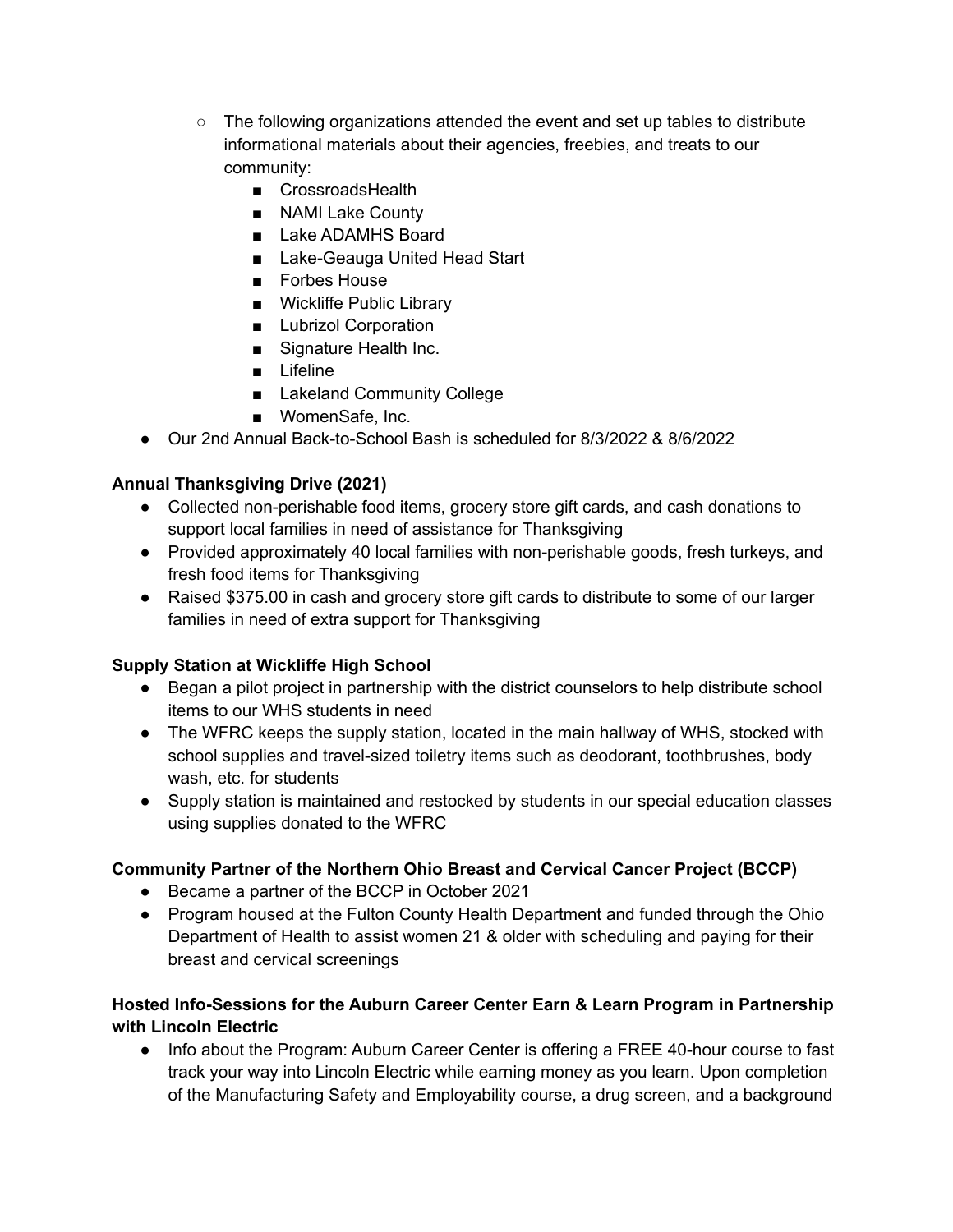- The following organizations attended the event and set up tables to distribute informational materials about their agencies, freebies, and treats to our community:
        - CrossroadsHealth
        - NAMI Lake County
        - Lake ADAMHS Board
        - Lake-Geauga United Head Start
        - Forbes House
        - Wickliffe Public Library
        - Lubrizol Corporation
        - Signature Health Inc.
        - Lifeline
        - Lakeland Community College
        - WomenSafe, Inc.
- Our 2nd Annual Back-to-School Bash is scheduled for 8/3/2022 & 8/6/2022

**Annual Thanksgiving Drive (2021)**

- Collected non-perishable food items, grocery store gift cards, and cash donations to support local families in need of assistance for Thanksgiving
- Provided approximately 40 local families with non-perishable goods, fresh turkeys, and fresh food items for Thanksgiving
- Raised $375.00 in cash and grocery store gift cards to distribute to some of our larger families in need of extra support for Thanksgiving

**Supply Station at Wickliffe High School**

- Began a pilot project in partnership with the district counselors to help distribute school items to our WHS students in need
- The WFRC keeps the supply station, located in the main hallway of WHS, stocked with school supplies and travel-sized toiletry items such as deodorant, toothbrushes, body wash, etc. for students
- Supply station is maintained and restocked by students in our special education classes using supplies donated to the WFRC

**Community Partner of the Northern Ohio Breast and Cervical Cancer Project (BCCP)**

- Became a partner of the BCCP in October 2021
- Program housed at the Fulton County Health Department and funded through the Ohio Department of Health to assist women 21 & older with scheduling and paying for their breast and cervical screenings

**Hosted Info-Sessions for the Auburn Career Center Earn & Learn Program in Partnership with Lincoln Electric**

- Info about the Program: Auburn Career Center is offering a FREE 40-hour course to fast track your way into Lincoln Electric while earning money as you learn. Upon completion of the Manufacturing Safety and Employability course, a drug screen, and a background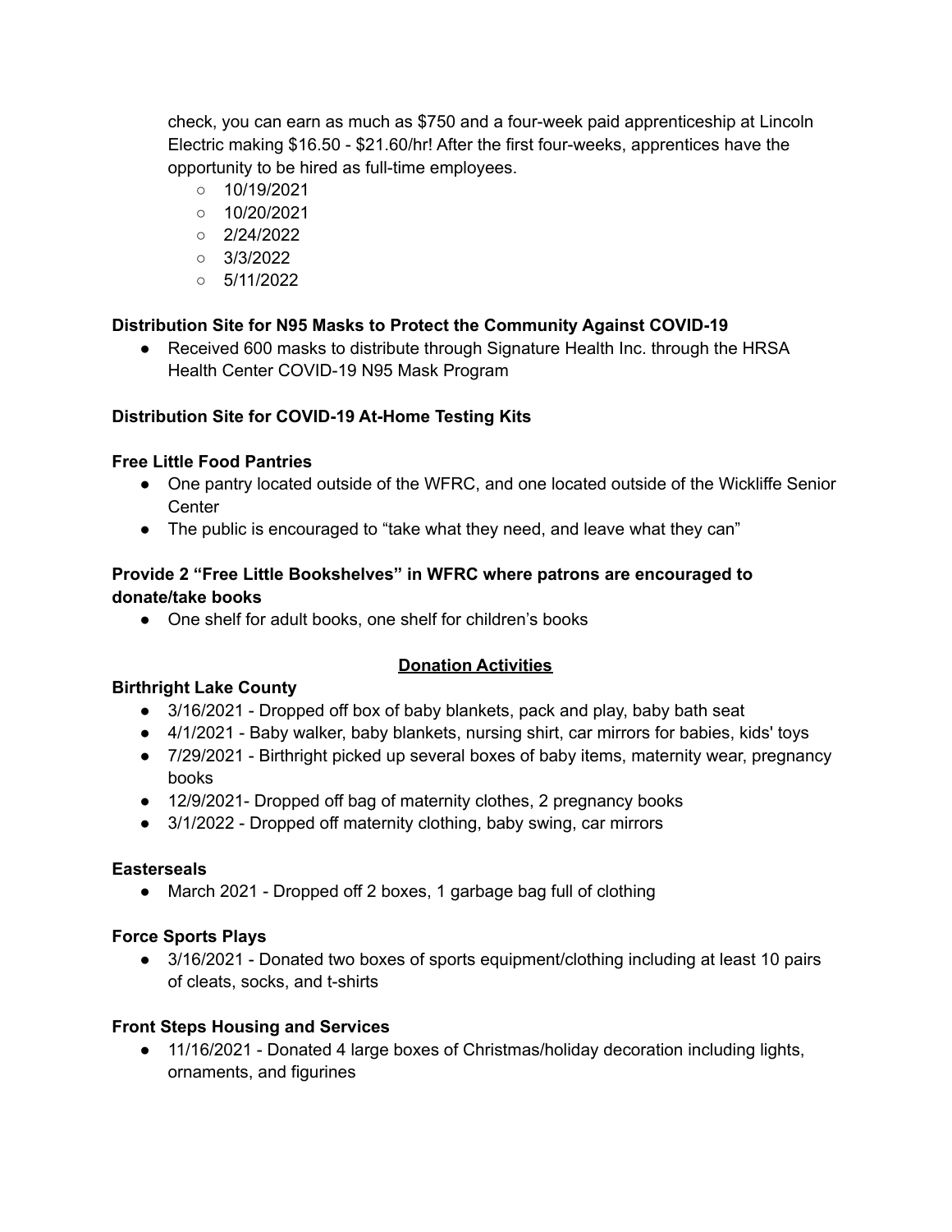check, you can earn as much as $750 and a four-week paid apprenticeship at Lincoln Electric making $16.50 - $21.60/hr! After the first four-weeks, apprentices have the opportunity to be hired as full-time employees.

  - 10/19/2021
  - 10/20/2021
  - 2/24/2022
  - 3/3/2022
  - 5/11/2022

**Distribution Site for N95 Masks to Protect the Community Against COVID-19**

- Received 600 masks to distribute through Signature Health Inc. through the HRSA Health Center COVID-19 N95 Mask Program

**Distribution Site for COVID-19 At-Home Testing Kits**

**Free Little Food Pantries**

- One pantry located outside of the WFRC, and one located outside of the Wickliffe Senior Center
- The public is encouraged to "take what they need, and leave what they can"

**Provide 2 "Free Little Bookshelves" in WFRC where patrons are encouraged to donate/take books**

- One shelf for adult books, one shelf for children's books

## Donation Activities

**Birthright Lake County**

- 3/16/2021 - Dropped off box of baby blankets, pack and play, baby bath seat
- 4/1/2021 - Baby walker, baby blankets, nursing shirt, car mirrors for babies, kids' toys
- 7/29/2021 - Birthright picked up several boxes of baby items, maternity wear, pregnancy books
- 12/9/2021- Dropped off bag of maternity clothes, 2 pregnancy books
- 3/1/2022 - Dropped off maternity clothing, baby swing, car mirrors

**Easterseals**

- March 2021 - Dropped off 2 boxes, 1 garbage bag full of clothing

**Force Sports Plays**

- 3/16/2021 - Donated two boxes of sports equipment/clothing including at least 10 pairs of cleats, socks, and t-shirts

**Front Steps Housing and Services**

- 11/16/2021 - Donated 4 large boxes of Christmas/holiday decoration including lights, ornaments, and figurines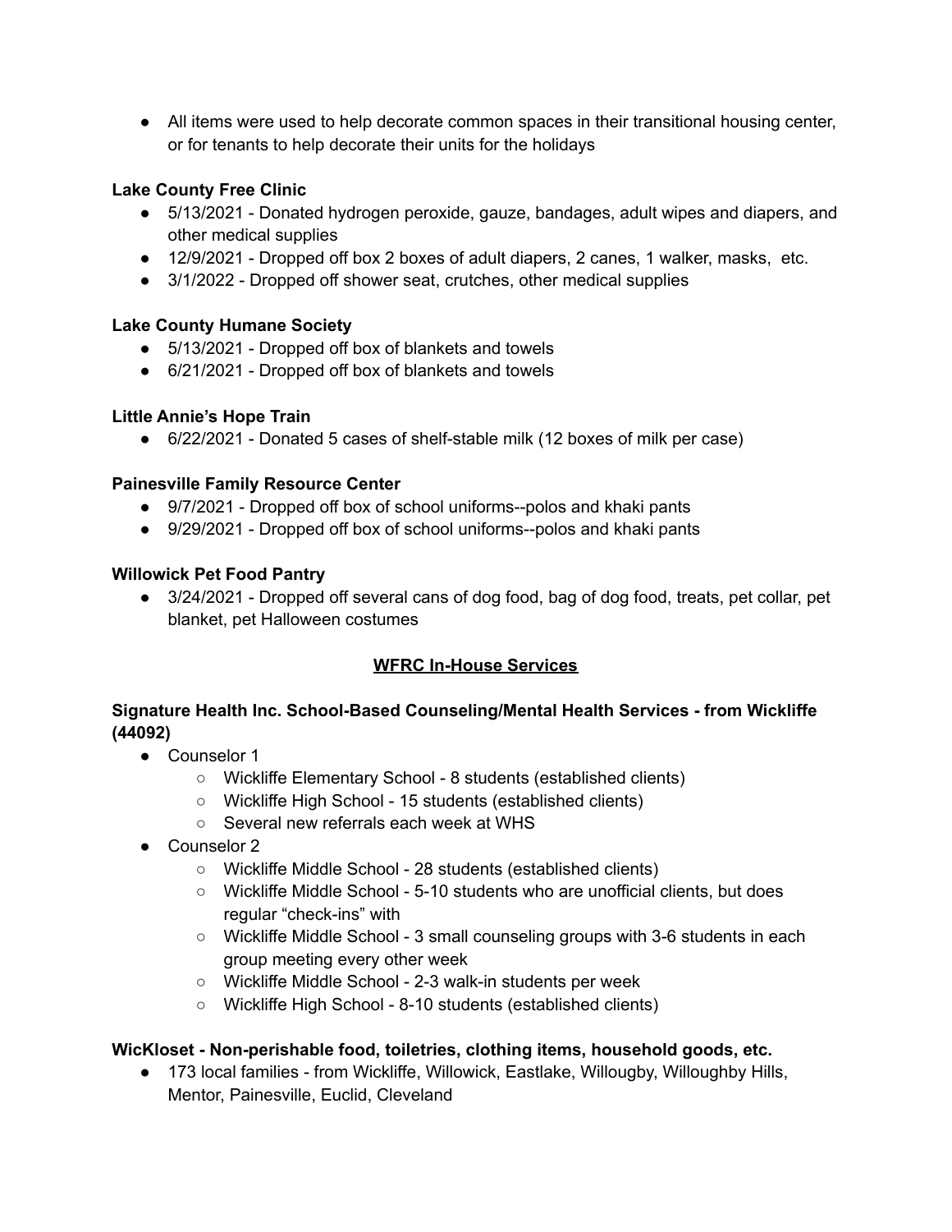- All items were used to help decorate common spaces in their transitional housing center, or for tenants to help decorate their units for the holidays

**Lake County Free Clinic**

- 5/13/2021 - Donated hydrogen peroxide, gauze, bandages, adult wipes and diapers, and other medical supplies
- 12/9/2021 - Dropped off box 2 boxes of adult diapers, 2 canes, 1 walker, masks, etc.
- 3/1/2022 - Dropped off shower seat, crutches, other medical supplies

**Lake County Humane Society**

- 5/13/2021 - Dropped off box of blankets and towels
- 6/21/2021 - Dropped off box of blankets and towels

**Little Annie's Hope Train**

- 6/22/2021 - Donated 5 cases of shelf-stable milk (12 boxes of milk per case)

**Painesville Family Resource Center**

- 9/7/2021 - Dropped off box of school uniforms--polos and khaki pants
- 9/29/2021 - Dropped off box of school uniforms--polos and khaki pants

**Willowick Pet Food Pantry**

- 3/24/2021 - Dropped off several cans of dog food, bag of dog food, treats, pet collar, pet blanket, pet Halloween costumes

## <u>WFRC In-House Services</u>

**Signature Health Inc. School-Based Counseling/Mental Health Services - from Wickliffe (44092)**

- Counselor 1
  - Wickliffe Elementary School - 8 students (established clients)
  - Wickliffe High School - 15 students (established clients)
  - Several new referrals each week at WHS
- Counselor 2
  - Wickliffe Middle School - 28 students (established clients)
  - Wickliffe Middle School - 5-10 students who are unofficial clients, but does regular "check-ins" with
  - Wickliffe Middle School - 3 small counseling groups with 3-6 students in each group meeting every other week
  - Wickliffe Middle School - 2-3 walk-in students per week
  - Wickliffe High School - 8-10 students (established clients)

**WicKloset - Non-perishable food, toiletries, clothing items, household goods, etc.**

- 173 local families - from Wickliffe, Willowick, Eastlake, Willougby, Willoughby Hills, Mentor, Painesville, Euclid, Cleveland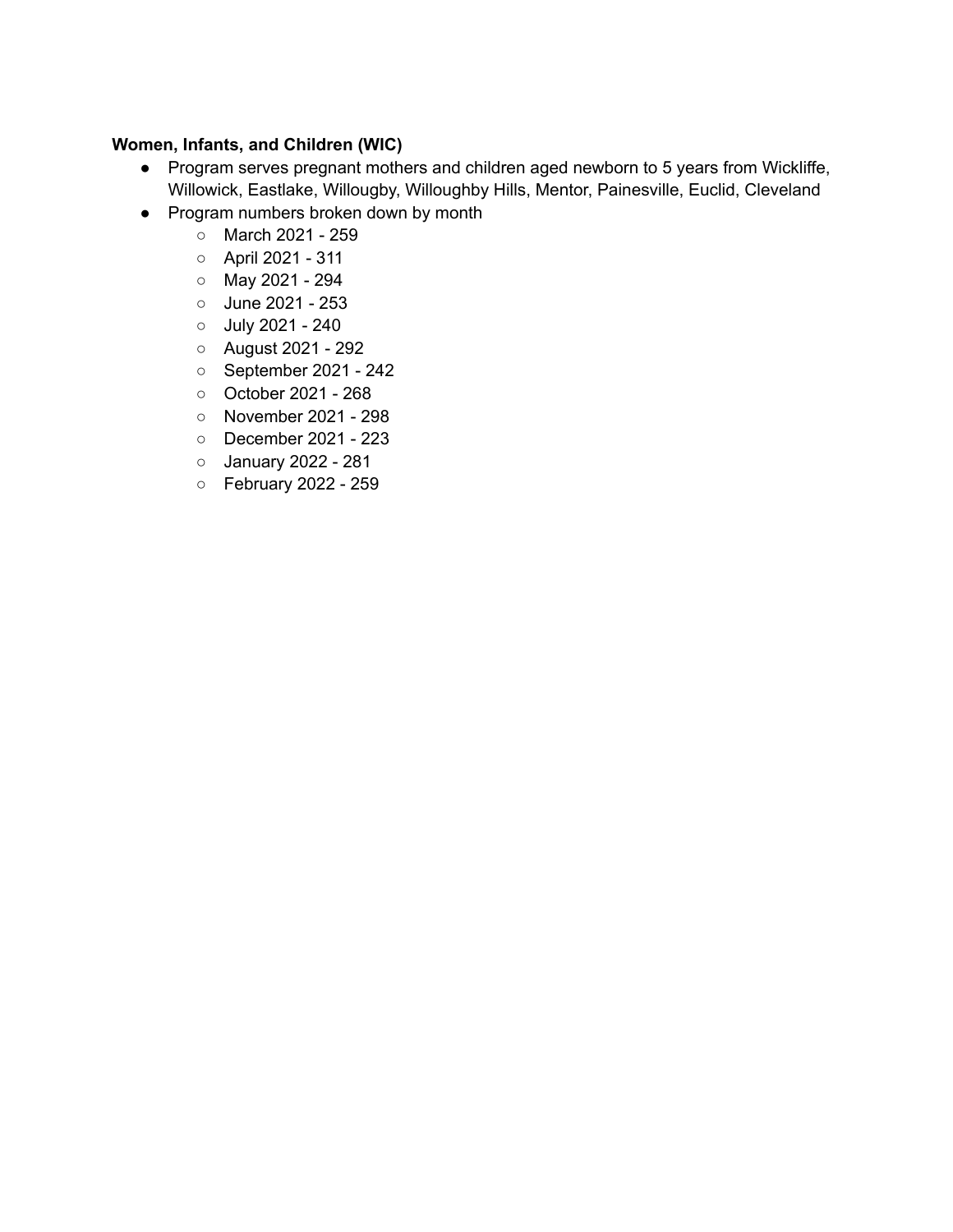**Women, Infants, and Children (WIC)**

- Program serves pregnant mothers and children aged newborn to 5 years from Wickliffe, Willowick, Eastlake, Willougby, Willoughby Hills, Mentor, Painesville, Euclid, Cleveland
- Program numbers broken down by month
  - March 2021 - 259
  - April 2021 - 311
  - May 2021 - 294
  - June 2021 - 253
  - July 2021 - 240
  - August 2021 - 292
  - September 2021 - 242
  - October 2021 - 268
  - November 2021 - 298
  - December 2021 - 223
  - January 2022 - 281
  - February 2022 - 259